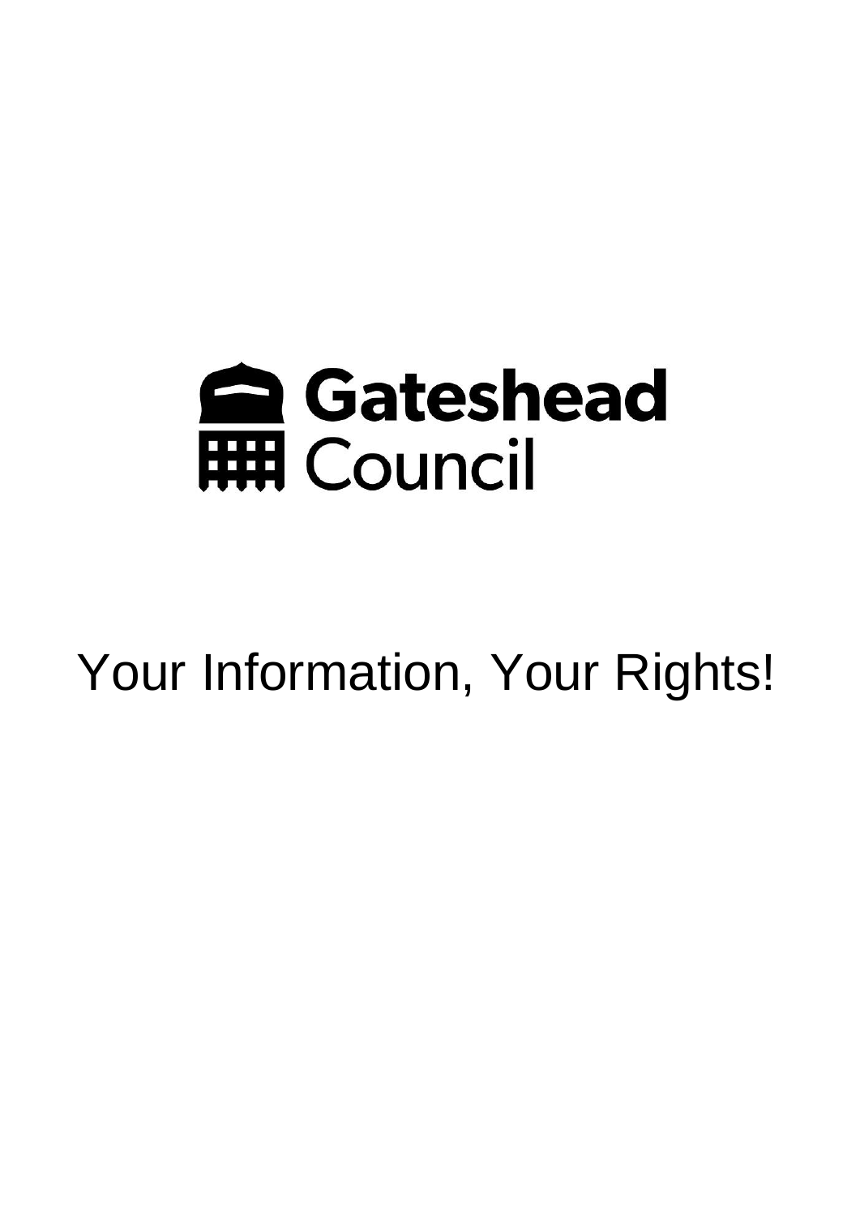Gateshead Council

# Your Information, Your Rights!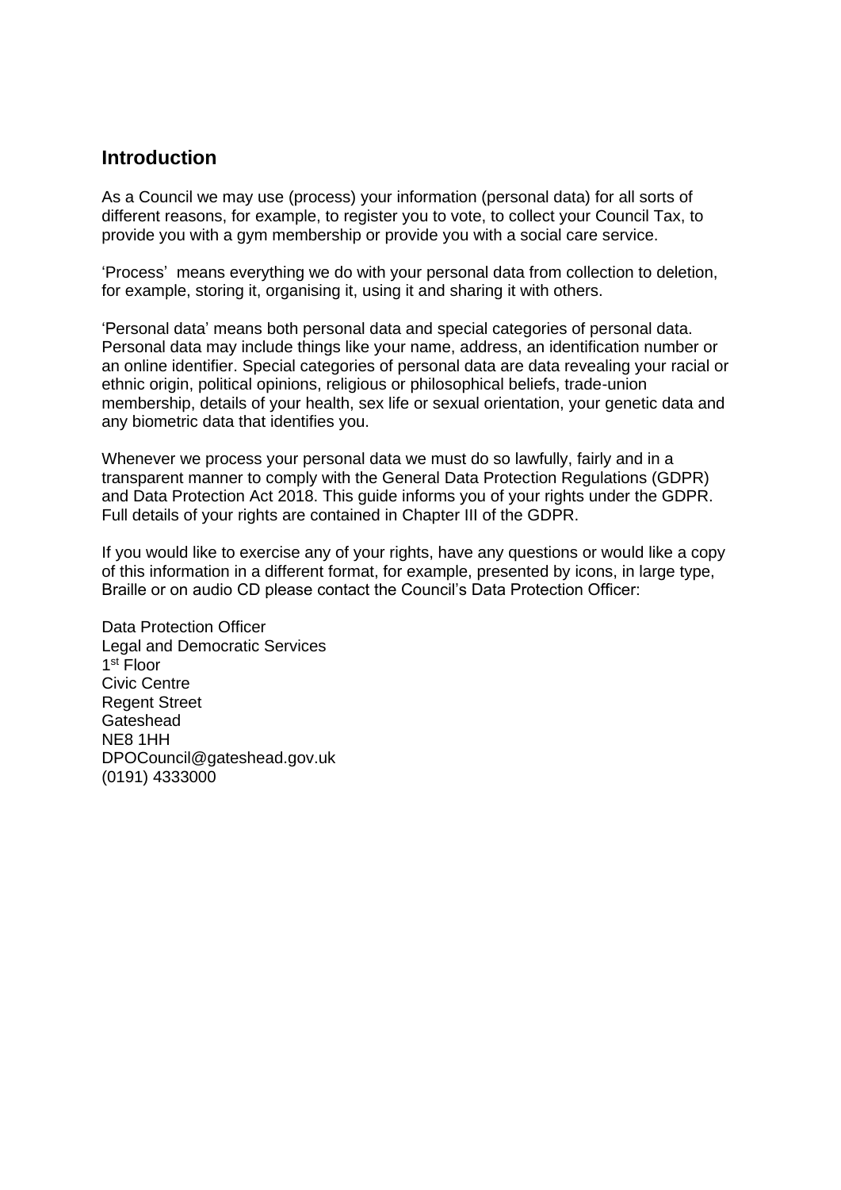## Introduction

As a Council we may use (process) your information (personal data) for all sorts of different reasons, for example, to register you to vote, to collect your Council Tax, to provide you with a gym membership or provide you with a social care service.

'Process' means everything we do with your personal data from collection to deletion, for example, storing it, organising it, using it and sharing it with others.

'Personal data' means both personal data and special categories of personal data. Personal data may include things like your name, address, an identification number or an online identifier. Special categories of personal data are data revealing your racial or ethnic origin, political opinions, religious or philosophical beliefs, trade-union membership, details of your health, sex life or sexual orientation, your genetic data and any biometric data that identifies you.

Whenever we process your personal data we must do so lawfully, fairly and in a transparent manner to comply with the General Data Protection Regulations (GDPR) and Data Protection Act 2018. This guide informs you of your rights under the GDPR. Full details of your rights are contained in Chapter III of the GDPR.

If you would like to exercise any of your rights, have any questions or would like a copy of this information in a different format, for example, presented by icons, in large type, Braille or on audio CD please contact the Council's Data Protection Officer:

Data Protection Officer
Legal and Democratic Services
1st Floor
Civic Centre
Regent Street
Gateshead
NE8 1HH
DPOCouncil@gateshead.gov.uk
(0191) 4333000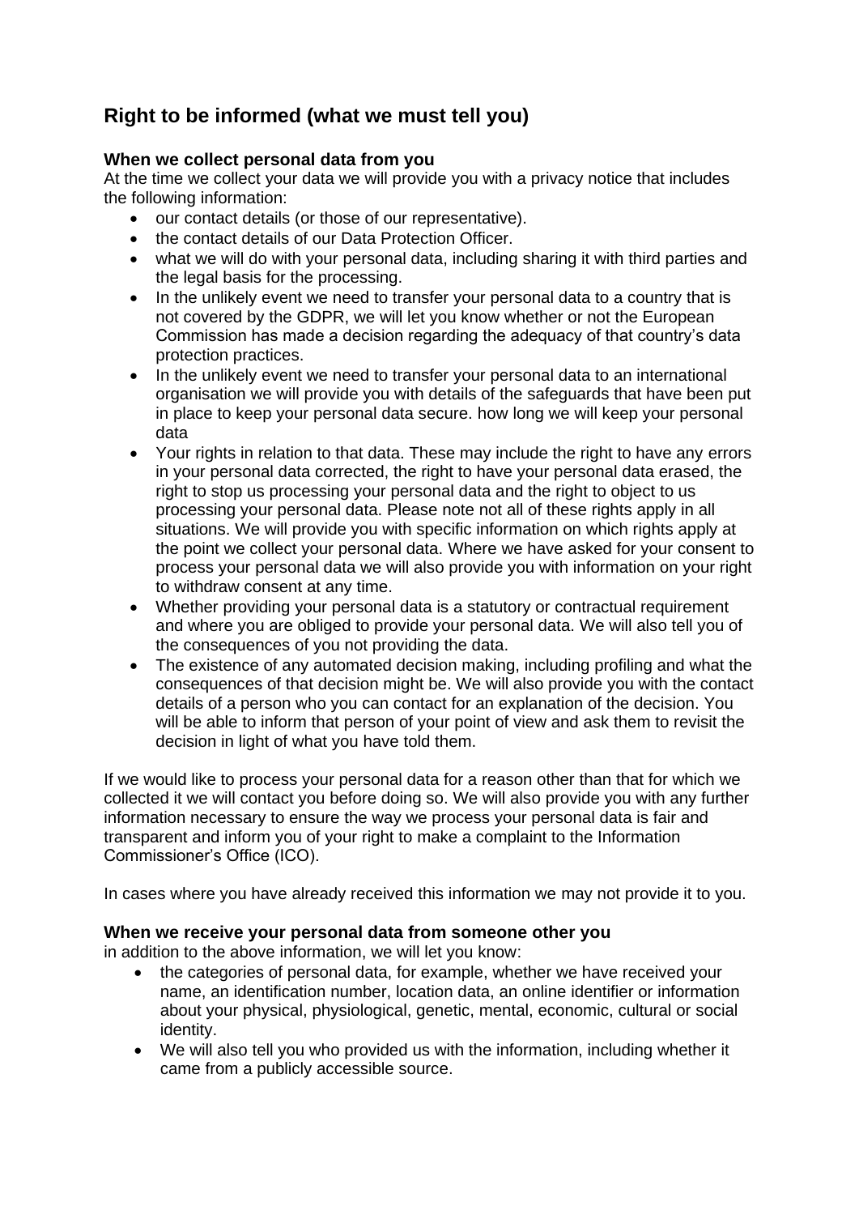## Right to be informed (what we must tell you)

### When we collect personal data from you

At the time we collect your data we will provide you with a privacy notice that includes the following information:

- our contact details (or those of our representative).
- the contact details of our Data Protection Officer.
- what we will do with your personal data, including sharing it with third parties and the legal basis for the processing.
- In the unlikely event we need to transfer your personal data to a country that is not covered by the GDPR, we will let you know whether or not the European Commission has made a decision regarding the adequacy of that country's data protection practices.
- In the unlikely event we need to transfer your personal data to an international organisation we will provide you with details of the safeguards that have been put in place to keep your personal data secure. how long we will keep your personal data
- Your rights in relation to that data. These may include the right to have any errors in your personal data corrected, the right to have your personal data erased, the right to stop us processing your personal data and the right to object to us processing your personal data. Please note not all of these rights apply in all situations. We will provide you with specific information on which rights apply at the point we collect your personal data. Where we have asked for your consent to process your personal data we will also provide you with information on your right to withdraw consent at any time.
- Whether providing your personal data is a statutory or contractual requirement and where you are obliged to provide your personal data. We will also tell you of the consequences of you not providing the data.
- The existence of any automated decision making, including profiling and what the consequences of that decision might be. We will also provide you with the contact details of a person who you can contact for an explanation of the decision. You will be able to inform that person of your point of view and ask them to revisit the decision in light of what you have told them.

If we would like to process your personal data for a reason other than that for which we collected it we will contact you before doing so. We will also provide you with any further information necessary to ensure the way we process your personal data is fair and transparent and inform you of your right to make a complaint to the Information Commissioner's Office (ICO).

In cases where you have already received this information we may not provide it to you.

### When we receive your personal data from someone other you

in addition to the above information, we will let you know:

- the categories of personal data, for example, whether we have received your name, an identification number, location data, an online identifier or information about your physical, physiological, genetic, mental, economic, cultural or social identity.
- We will also tell you who provided us with the information, including whether it came from a publicly accessible source.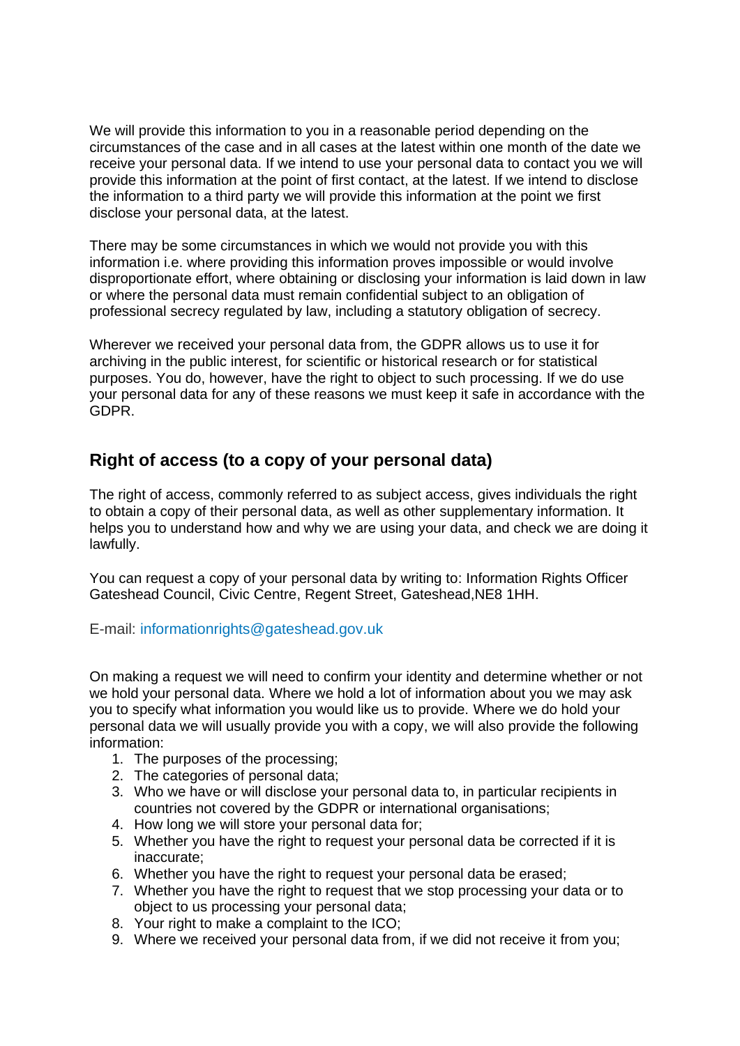We will provide this information to you in a reasonable period depending on the circumstances of the case and in all cases at the latest within one month of the date we receive your personal data. If we intend to use your personal data to contact you we will provide this information at the point of first contact, at the latest. If we intend to disclose the information to a third party we will provide this information at the point we first disclose your personal data, at the latest.

There may be some circumstances in which we would not provide you with this information i.e. where providing this information proves impossible or would involve disproportionate effort, where obtaining or disclosing your information is laid down in law or where the personal data must remain confidential subject to an obligation of professional secrecy regulated by law, including a statutory obligation of secrecy.

Wherever we received your personal data from, the GDPR allows us to use it for archiving in the public interest, for scientific or historical research or for statistical purposes. You do, however, have the right to object to such processing. If we do use your personal data for any of these reasons we must keep it safe in accordance with the GDPR.

## Right of access (to a copy of your personal data)

The right of access, commonly referred to as subject access, gives individuals the right to obtain a copy of their personal data, as well as other supplementary information. It helps you to understand how and why we are using your data, and check we are doing it lawfully.

You can request a copy of your personal data by writing to: Information Rights Officer Gateshead Council, Civic Centre, Regent Street, Gateshead,NE8 1HH.

E-mail: informationrights@gateshead.gov.uk

On making a request we will need to confirm your identity and determine whether or not we hold your personal data. Where we hold a lot of information about you we may ask you to specify what information you would like us to provide. Where we do hold your personal data we will usually provide you with a copy, we will also provide the following information:

1. The purposes of the processing;
2. The categories of personal data;
3. Who we have or will disclose your personal data to, in particular recipients in countries not covered by the GDPR or international organisations;
4. How long we will store your personal data for;
5. Whether you have the right to request your personal data be corrected if it is inaccurate;
6. Whether you have the right to request your personal data be erased;
7. Whether you have the right to request that we stop processing your data or to object to us processing your personal data;
8. Your right to make a complaint to the ICO;
9. Where we received your personal data from, if we did not receive it from you;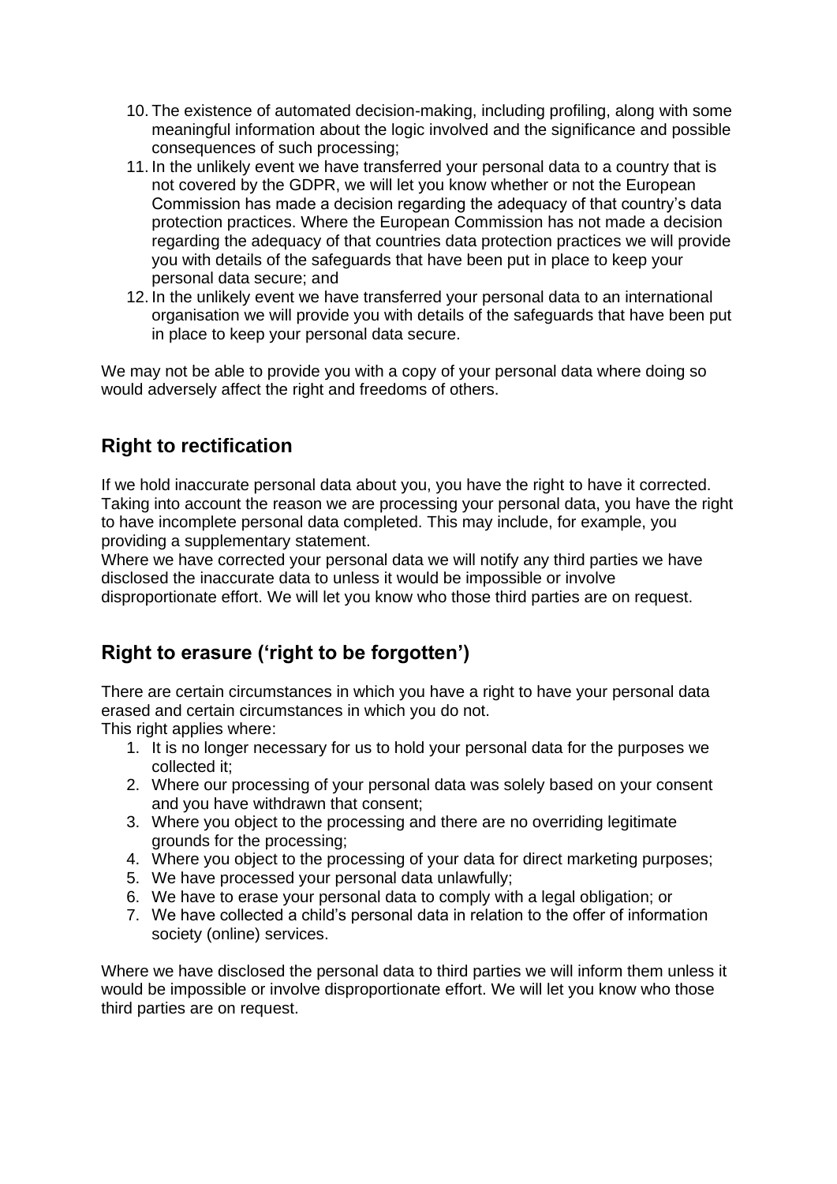10. The existence of automated decision-making, including profiling, along with some meaningful information about the logic involved and the significance and possible consequences of such processing;
11. In the unlikely event we have transferred your personal data to a country that is not covered by the GDPR, we will let you know whether or not the European Commission has made a decision regarding the adequacy of that country's data protection practices. Where the European Commission has not made a decision regarding the adequacy of that countries data protection practices we will provide you with details of the safeguards that have been put in place to keep your personal data secure; and
12. In the unlikely event we have transferred your personal data to an international organisation we will provide you with details of the safeguards that have been put in place to keep your personal data secure.

We may not be able to provide you with a copy of your personal data where doing so would adversely affect the right and freedoms of others.

## Right to rectification

If we hold inaccurate personal data about you, you have the right to have it corrected. Taking into account the reason we are processing your personal data, you have the right to have incomplete personal data completed. This may include, for example, you providing a supplementary statement.
Where we have corrected your personal data we will notify any third parties we have disclosed the inaccurate data to unless it would be impossible or involve disproportionate effort. We will let you know who those third parties are on request.

## Right to erasure ('right to be forgotten')

There are certain circumstances in which you have a right to have your personal data erased and certain circumstances in which you do not.
This right applies where:

1. It is no longer necessary for us to hold your personal data for the purposes we collected it;
2. Where our processing of your personal data was solely based on your consent and you have withdrawn that consent;
3. Where you object to the processing and there are no overriding legitimate grounds for the processing;
4. Where you object to the processing of your data for direct marketing purposes;
5. We have processed your personal data unlawfully;
6. We have to erase your personal data to comply with a legal obligation; or
7. We have collected a child's personal data in relation to the offer of information society (online) services.

Where we have disclosed the personal data to third parties we will inform them unless it would be impossible or involve disproportionate effort. We will let you know who those third parties are on request.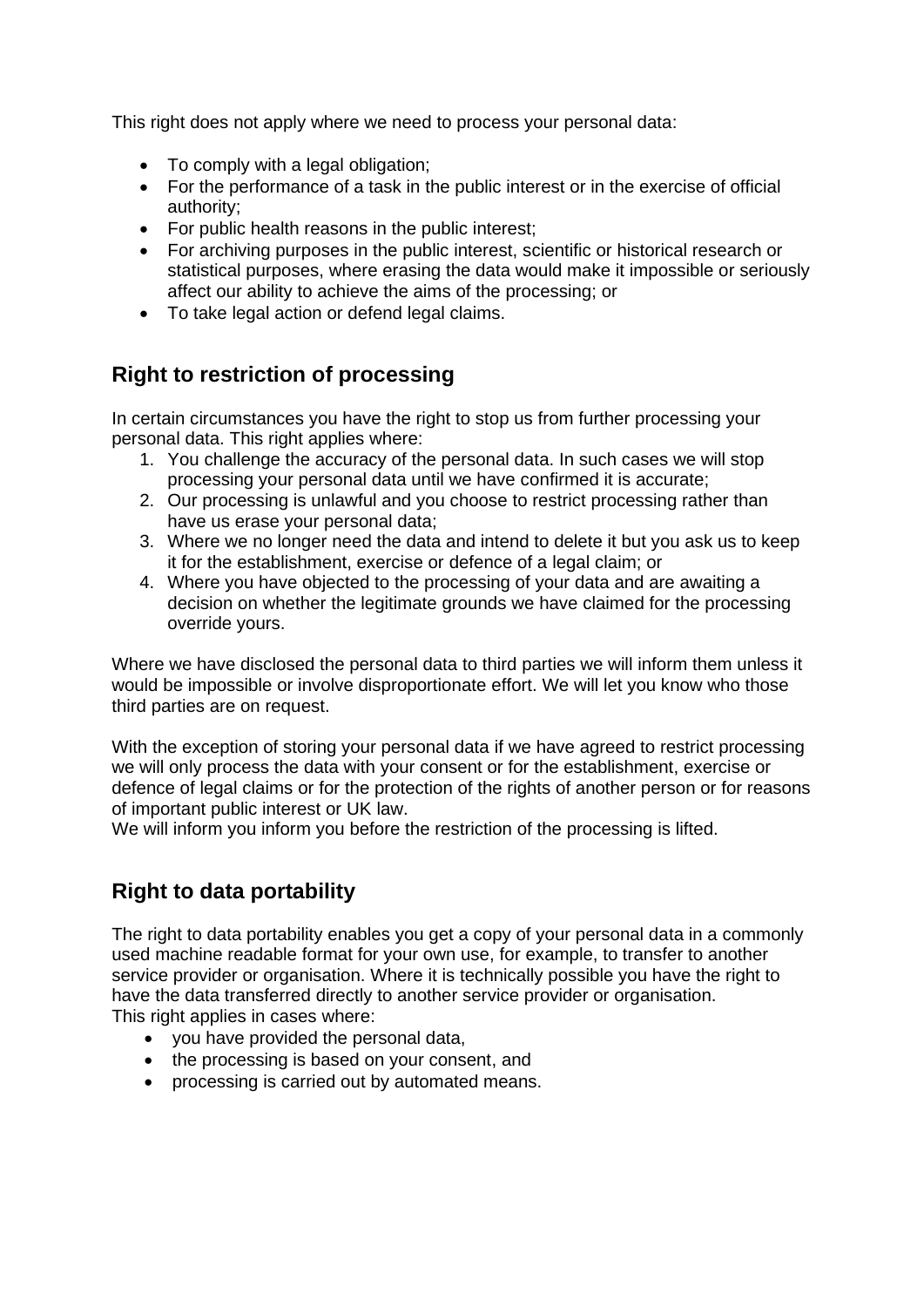This right does not apply where we need to process your personal data:

- To comply with a legal obligation;
- For the performance of a task in the public interest or in the exercise of official authority;
- For public health reasons in the public interest;
- For archiving purposes in the public interest, scientific or historical research or statistical purposes, where erasing the data would make it impossible or seriously affect our ability to achieve the aims of the processing; or
- To take legal action or defend legal claims.

## Right to restriction of processing

In certain circumstances you have the right to stop us from further processing your personal data. This right applies where:

1. You challenge the accuracy of the personal data. In such cases we will stop processing your personal data until we have confirmed it is accurate;
2. Our processing is unlawful and you choose to restrict processing rather than have us erase your personal data;
3. Where we no longer need the data and intend to delete it but you ask us to keep it for the establishment, exercise or defence of a legal claim; or
4. Where you have objected to the processing of your data and are awaiting a decision on whether the legitimate grounds we have claimed for the processing override yours.

Where we have disclosed the personal data to third parties we will inform them unless it would be impossible or involve disproportionate effort. We will let you know who those third parties are on request.

With the exception of storing your personal data if we have agreed to restrict processing we will only process the data with your consent or for the establishment, exercise or defence of legal claims or for the protection of the rights of another person or for reasons of important public interest or UK law.
We will inform you inform you before the restriction of the processing is lifted.

## Right to data portability

The right to data portability enables you get a copy of your personal data in a commonly used machine readable format for your own use, for example, to transfer to another service provider or organisation. Where it is technically possible you have the right to have the data transferred directly to another service provider or organisation.
This right applies in cases where:

- you have provided the personal data,
- the processing is based on your consent, and
- processing is carried out by automated means.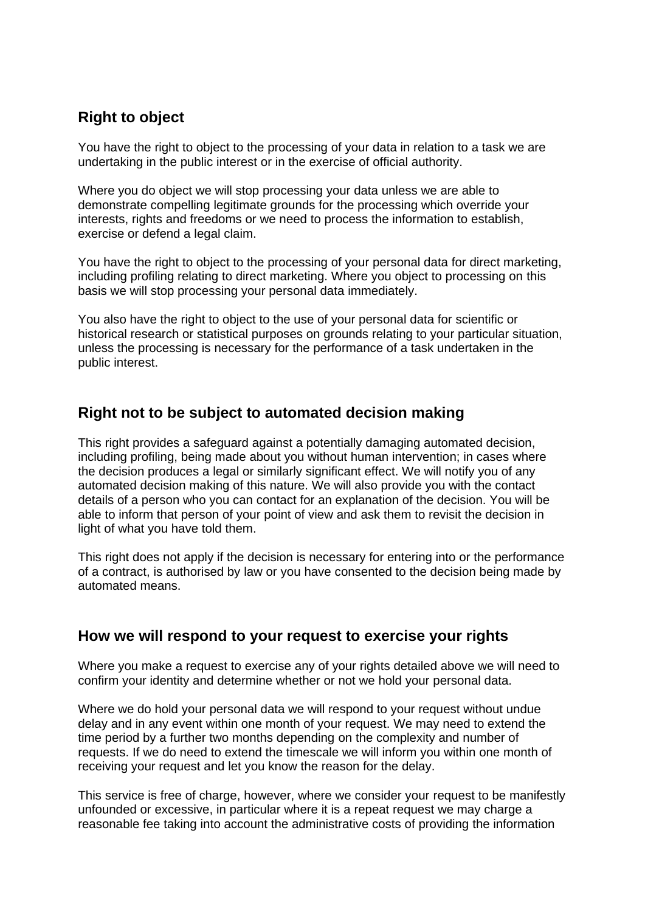## Right to object

You have the right to object to the processing of your data in relation to a task we are undertaking in the public interest or in the exercise of official authority.

Where you do object we will stop processing your data unless we are able to demonstrate compelling legitimate grounds for the processing which override your interests, rights and freedoms or we need to process the information to establish, exercise or defend a legal claim.

You have the right to object to the processing of your personal data for direct marketing, including profiling relating to direct marketing. Where you object to processing on this basis we will stop processing your personal data immediately.

You also have the right to object to the use of your personal data for scientific or historical research or statistical purposes on grounds relating to your particular situation, unless the processing is necessary for the performance of a task undertaken in the public interest.

## Right not to be subject to automated decision making

This right provides a safeguard against a potentially damaging automated decision, including profiling, being made about you without human intervention; in cases where the decision produces a legal or similarly significant effect. We will notify you of any automated decision making of this nature. We will also provide you with the contact details of a person who you can contact for an explanation of the decision. You will be able to inform that person of your point of view and ask them to revisit the decision in light of what you have told them.

This right does not apply if the decision is necessary for entering into or the performance of a contract, is authorised by law or you have consented to the decision being made by automated means.

## How we will respond to your request to exercise your rights

Where you make a request to exercise any of your rights detailed above we will need to confirm your identity and determine whether or not we hold your personal data.

Where we do hold your personal data we will respond to your request without undue delay and in any event within one month of your request. We may need to extend the time period by a further two months depending on the complexity and number of requests. If we do need to extend the timescale we will inform you within one month of receiving your request and let you know the reason for the delay.

This service is free of charge, however, where we consider your request to be manifestly unfounded or excessive, in particular where it is a repeat request we may charge a reasonable fee taking into account the administrative costs of providing the information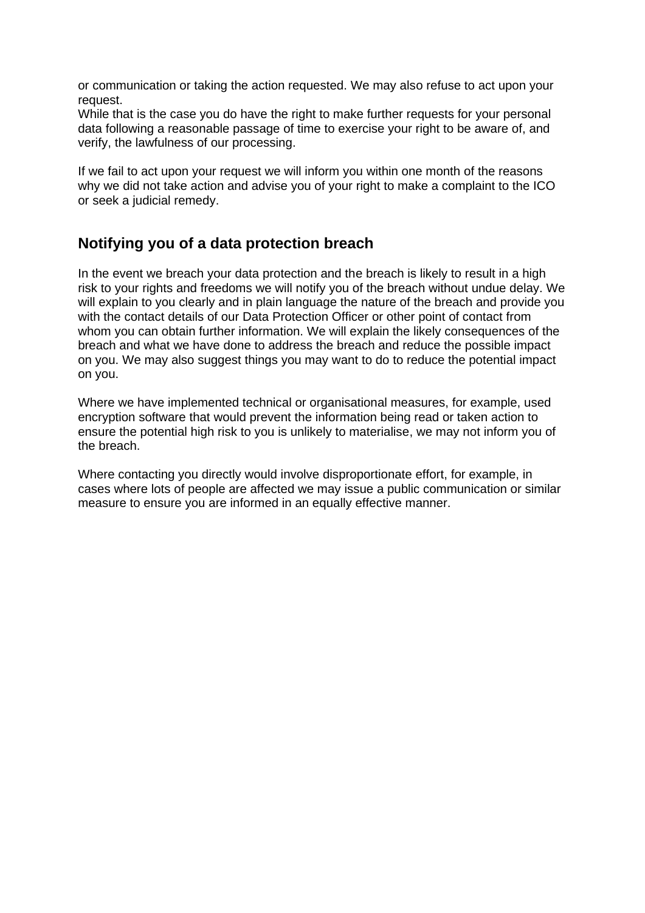or communication or taking the action requested. We may also refuse to act upon your request.
While that is the case you do have the right to make further requests for your personal data following a reasonable passage of time to exercise your right to be aware of, and verify, the lawfulness of our processing.

If we fail to act upon your request we will inform you within one month of the reasons why we did not take action and advise you of your right to make a complaint to the ICO or seek a judicial remedy.

## Notifying you of a data protection breach

In the event we breach your data protection and the breach is likely to result in a high risk to your rights and freedoms we will notify you of the breach without undue delay. We will explain to you clearly and in plain language the nature of the breach and provide you with the contact details of our Data Protection Officer or other point of contact from whom you can obtain further information. We will explain the likely consequences of the breach and what we have done to address the breach and reduce the possible impact on you. We may also suggest things you may want to do to reduce the potential impact on you.

Where we have implemented technical or organisational measures, for example, used encryption software that would prevent the information being read or taken action to ensure the potential high risk to you is unlikely to materialise, we may not inform you of the breach.

Where contacting you directly would involve disproportionate effort, for example, in cases where lots of people are affected we may issue a public communication or similar measure to ensure you are informed in an equally effective manner.